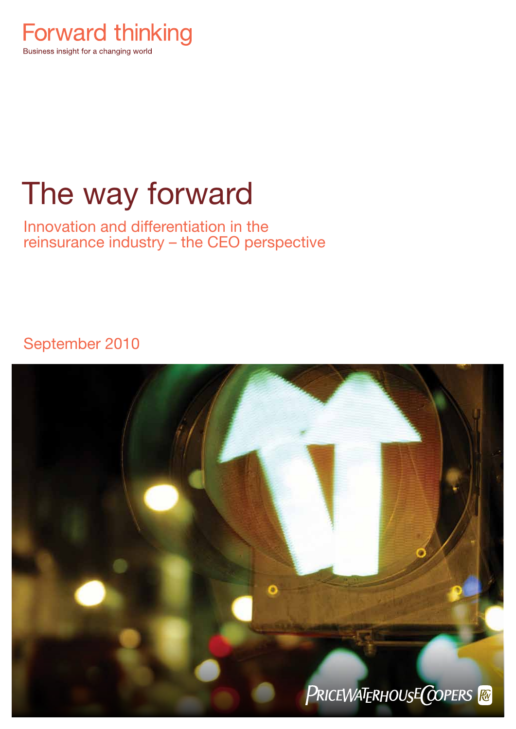Forward thinking

Business insight for a changing world

# The way forward

## Innovation and differentiation in the reinsurance industry – the CEO perspective

September 2010

PricewaterhouseCoopers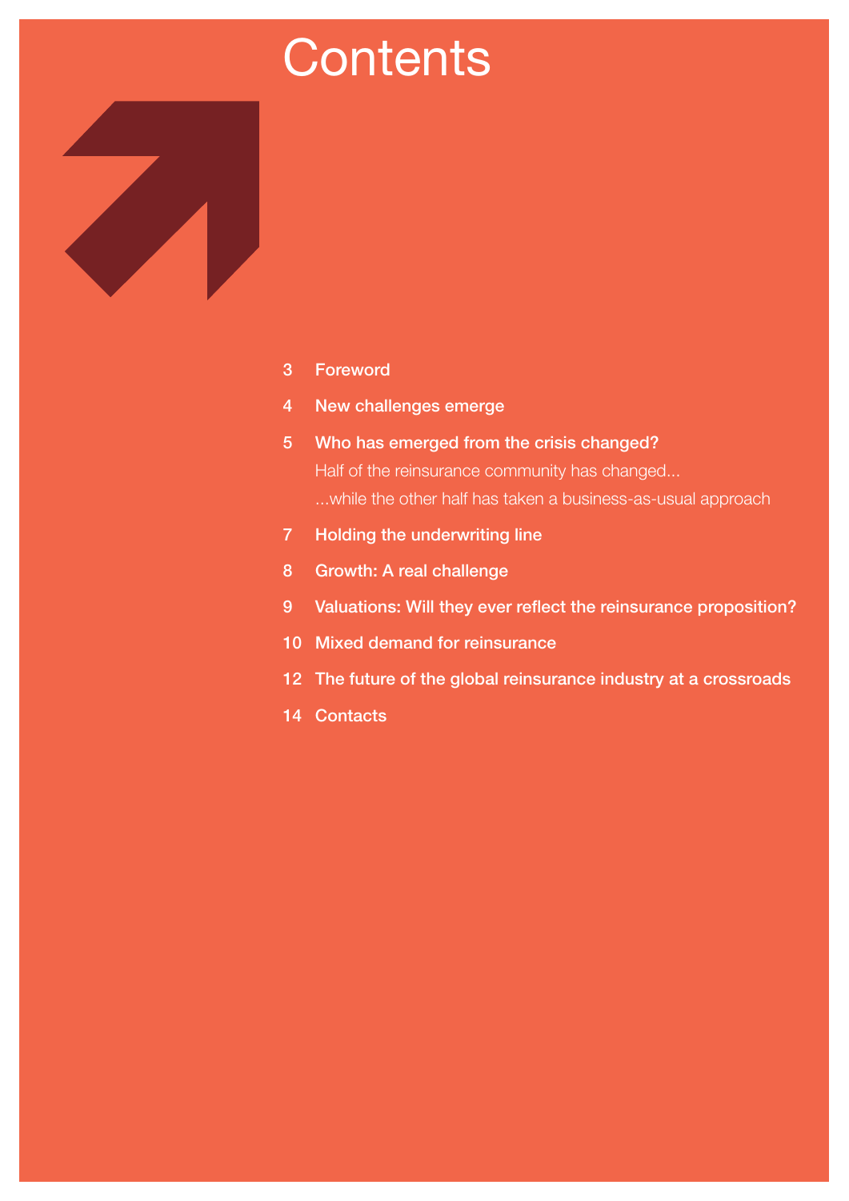# Contents

3 Foreword

4 New challenges emerge

5 Who has emerged from the crisis changed?

Half of the reinsurance community has changed...

...while the other half has taken a business-as-usual approach

7 Holding the underwriting line

8 Growth: A real challenge

9 Valuations: Will they ever reflect the reinsurance proposition?

10 Mixed demand for reinsurance

12 The future of the global reinsurance industry at a crossroads

14 Contacts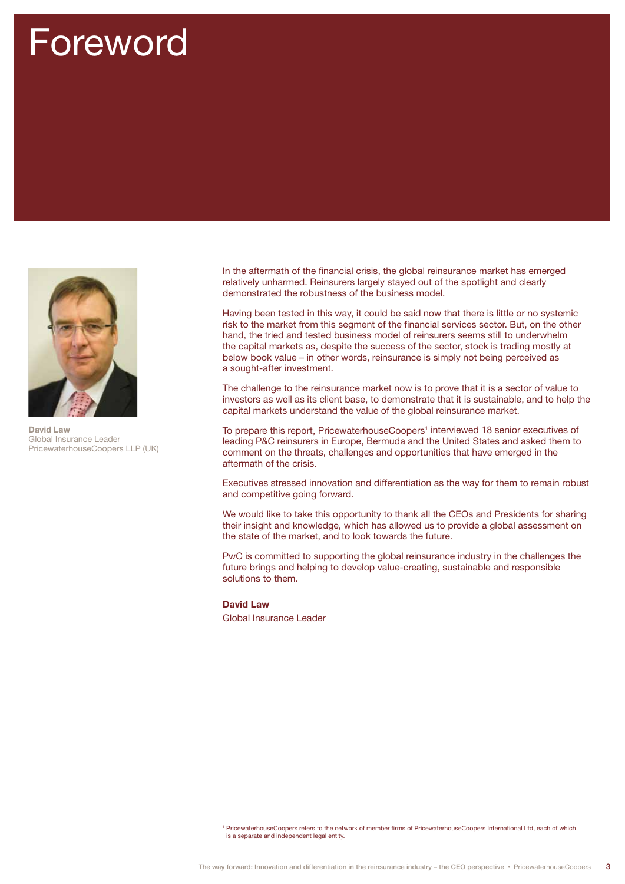# Foreword

**David Law**
Global Insurance Leader
PricewaterhouseCoopers LLP (UK)

In the aftermath of the financial crisis, the global reinsurance market has emerged relatively unharmed. Reinsurers largely stayed out of the spotlight and clearly demonstrated the robustness of the business model.

Having been tested in this way, it could be said now that there is little or no systemic risk to the market from this segment of the financial services sector. But, on the other hand, the tried and tested business model of reinsurers seems still to underwhelm the capital markets as, despite the success of the sector, stock is trading mostly at below book value – in other words, reinsurance is simply not being perceived as a sought-after investment.

The challenge to the reinsurance market now is to prove that it is a sector of value to investors as well as its client base, to demonstrate that it is sustainable, and to help the capital markets understand the value of the global reinsurance market.

To prepare this report, PricewaterhouseCoopers[1] interviewed 18 senior executives of leading P&C reinsurers in Europe, Bermuda and the United States and asked them to comment on the threats, challenges and opportunities that have emerged in the aftermath of the crisis.

Executives stressed innovation and differentiation as the way for them to remain robust and competitive going forward.

We would like to take this opportunity to thank all the CEOs and Presidents for sharing their insight and knowledge, which has allowed us to provide a global assessment on the state of the market, and to look towards the future.

PwC is committed to supporting the global reinsurance industry in the challenges the future brings and helping to develop value-creating, sustainable and responsible solutions to them.

**David Law**
Global Insurance Leader

[1] PricewaterhouseCoopers refers to the network of member firms of PricewaterhouseCoopers International Ltd, each of which is a separate and independent legal entity.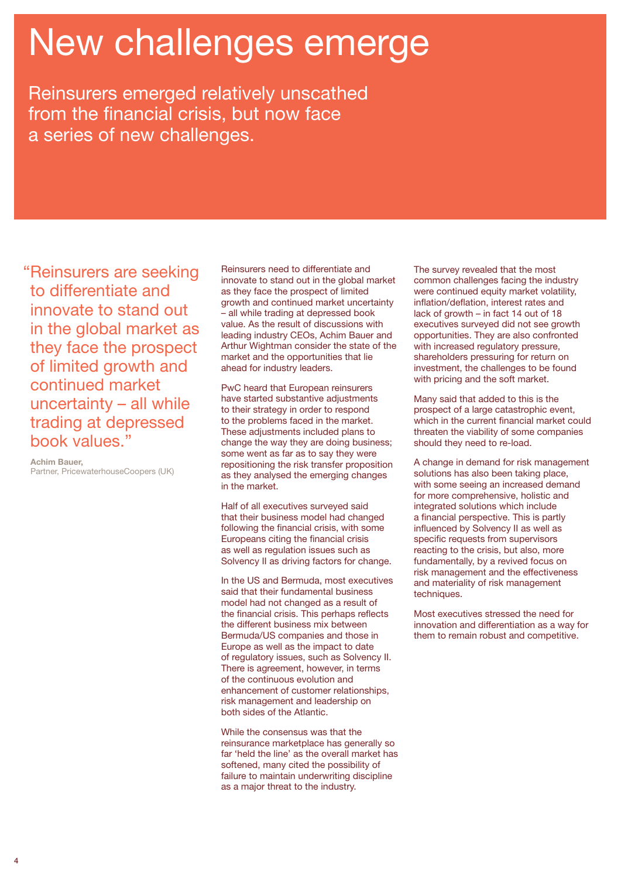# New challenges emerge

Reinsurers emerged relatively unscathed from the financial crisis, but now face a series of new challenges.

> "Reinsurers are seeking to differentiate and innovate to stand out in the global market as they face the prospect of limited growth and continued market uncertainty – all while trading at depressed book values."
>
> **Achim Bauer,**
> Partner, PricewaterhouseCoopers (UK)

Reinsurers need to differentiate and innovate to stand out in the global market as they face the prospect of limited growth and continued market uncertainty – all while trading at depressed book value. As the result of discussions with leading industry CEOs, Achim Bauer and Arthur Wightman consider the state of the market and the opportunities that lie ahead for industry leaders.

PwC heard that European reinsurers have started substantive adjustments to their strategy in order to respond to the problems faced in the market. These adjustments included plans to change the way they are doing business; some went as far as to say they were repositioning the risk transfer proposition as they analysed the emerging changes in the market.

Half of all executives surveyed said that their business model had changed following the financial crisis, with some Europeans citing the financial crisis as well as regulation issues such as Solvency II as driving factors for change.

In the US and Bermuda, most executives said that their fundamental business model had not changed as a result of the financial crisis. This perhaps reflects the different business mix between Bermuda/US companies and those in Europe as well as the impact to date of regulatory issues, such as Solvency II. There is agreement, however, in terms of the continuous evolution and enhancement of customer relationships, risk management and leadership on both sides of the Atlantic.

While the consensus was that the reinsurance marketplace has generally so far 'held the line' as the overall market has softened, many cited the possibility of failure to maintain underwriting discipline as a major threat to the industry.

The survey revealed that the most common challenges facing the industry were continued equity market volatility, inflation/deflation, interest rates and lack of growth – in fact 14 out of 18 executives surveyed did not see growth opportunities. They are also confronted with increased regulatory pressure, shareholders pressuring for return on investment, the challenges to be found with pricing and the soft market.

Many said that added to this is the prospect of a large catastrophic event, which in the current financial market could threaten the viability of some companies should they need to re-load.

A change in demand for risk management solutions has also been taking place, with some seeing an increased demand for more comprehensive, holistic and integrated solutions which include a financial perspective. This is partly influenced by Solvency II as well as specific requests from supervisors reacting to the crisis, but also, more fundamentally, by a revived focus on risk management and the effectiveness and materiality of risk management techniques.

Most executives stressed the need for innovation and differentiation as a way for them to remain robust and competitive.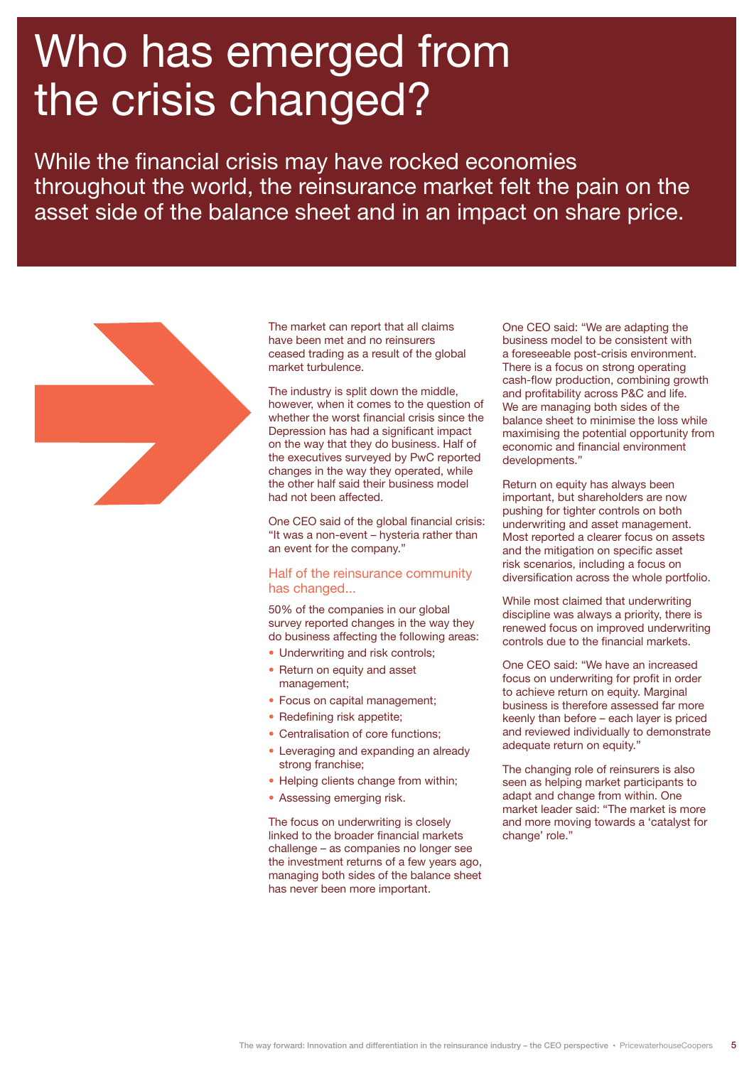# Who has emerged from the crisis changed?

While the financial crisis may have rocked economies throughout the world, the reinsurance market felt the pain on the asset side of the balance sheet and in an impact on share price.

The market can report that all claims have been met and no reinsurers ceased trading as a result of the global market turbulence.

The industry is split down the middle, however, when it comes to the question of whether the worst financial crisis since the Depression has had a significant impact on the way that they do business. Half of the executives surveyed by PwC reported changes in the way they operated, while the other half said their business model had not been affected.

One CEO said of the global financial crisis: "It was a non-event – hysteria rather than an event for the company."

## Half of the reinsurance community has changed...

50% of the companies in our global survey reported changes in the way they do business affecting the following areas:

- Underwriting and risk controls;
- Return on equity and asset management;
- Focus on capital management;
- Redefining risk appetite;
- Centralisation of core functions;
- Leveraging and expanding an already strong franchise;
- Helping clients change from within;
- Assessing emerging risk.

The focus on underwriting is closely linked to the broader financial markets challenge – as companies no longer see the investment returns of a few years ago, managing both sides of the balance sheet has never been more important.

One CEO said: "We are adapting the business model to be consistent with a foreseeable post-crisis environment. There is a focus on strong operating cash-flow production, combining growth and profitability across P&C and life. We are managing both sides of the balance sheet to minimise the loss while maximising the potential opportunity from economic and financial environment developments."

Return on equity has always been important, but shareholders are now pushing for tighter controls on both underwriting and asset management. Most reported a clearer focus on assets and the mitigation on specific asset risk scenarios, including a focus on diversification across the whole portfolio.

While most claimed that underwriting discipline was always a priority, there is renewed focus on improved underwriting controls due to the financial markets.

One CEO said: "We have an increased focus on underwriting for profit in order to achieve return on equity. Marginal business is therefore assessed far more keenly than before – each layer is priced and reviewed individually to demonstrate adequate return on equity."

The changing role of reinsurers is also seen as helping market participants to adapt and change from within. One market leader said: "The market is more and more moving towards a 'catalyst for change' role."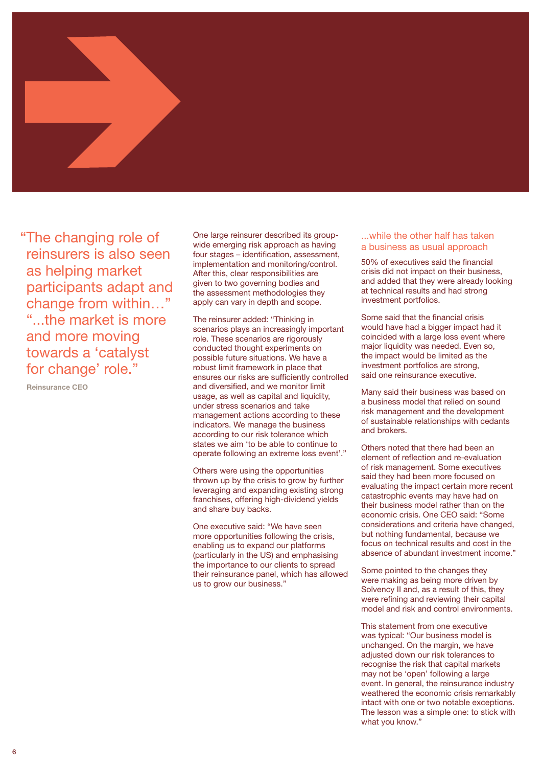> "The changing role of reinsurers is also seen as helping market participants adapt and change from within…" "...the market is more and more moving towards a 'catalyst for change' role."
>
> **Reinsurance CEO**

One large reinsurer described its group-wide emerging risk approach as having four stages – identification, assessment, implementation and monitoring/control. After this, clear responsibilities are given to two governing bodies and the assessment methodologies they apply can vary in depth and scope.

The reinsurer added: "Thinking in scenarios plays an increasingly important role. These scenarios are rigorously conducted thought experiments on possible future situations. We have a robust limit framework in place that ensures our risks are sufficiently controlled and diversified, and we monitor limit usage, as well as capital and liquidity, under stress scenarios and take management actions according to these indicators. We manage the business according to our risk tolerance which states we aim 'to be able to continue to operate following an extreme loss event'."

Others were using the opportunities thrown up by the crisis to grow by further leveraging and expanding existing strong franchises, offering high-dividend yields and share buy backs.

One executive said: "We have seen more opportunities following the crisis, enabling us to expand our platforms (particularly in the US) and emphasising the importance to our clients to spread their reinsurance panel, which has allowed us to grow our business."

## ...while the other half has taken a business as usual approach

50% of executives said the financial crisis did not impact on their business, and added that they were already looking at technical results and had strong investment portfolios.

Some said that the financial crisis would have had a bigger impact had it coincided with a large loss event where major liquidity was needed. Even so, the impact would be limited as the investment portfolios are strong, said one reinsurance executive.

Many said their business was based on a business model that relied on sound risk management and the development of sustainable relationships with cedants and brokers.

Others noted that there had been an element of reflection and re-evaluation of risk management. Some executives said they had been more focused on evaluating the impact certain more recent catastrophic events may have had on their business model rather than on the economic crisis. One CEO said: "Some considerations and criteria have changed, but nothing fundamental, because we focus on technical results and cost in the absence of abundant investment income."

Some pointed to the changes they were making as being more driven by Solvency II and, as a result of this, they were refining and reviewing their capital model and risk and control environments.

This statement from one executive was typical: "Our business model is unchanged. On the margin, we have adjusted down our risk tolerances to recognise the risk that capital markets may not be 'open' following a large event. In general, the reinsurance industry weathered the economic crisis remarkably intact with one or two notable exceptions. The lesson was a simple one: to stick with what you know."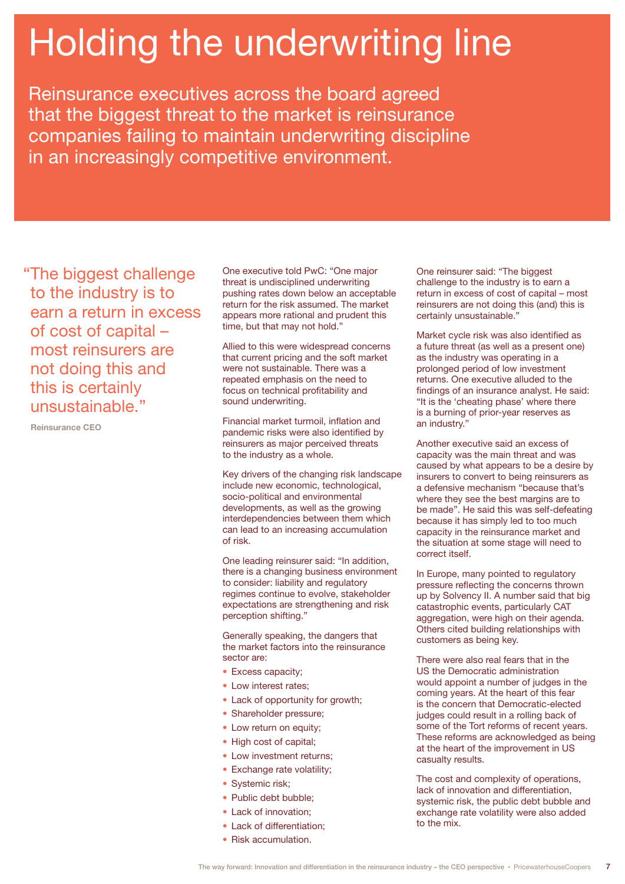# Holding the underwriting line

Reinsurance executives across the board agreed that the biggest threat to the market is reinsurance companies failing to maintain underwriting discipline in an increasingly competitive environment.

> "The biggest challenge to the industry is to earn a return in excess of cost of capital – most reinsurers are not doing this and this is certainly unsustainable."
>
> **Reinsurance CEO**

One executive told PwC: "One major threat is undisciplined underwriting pushing rates down below an acceptable return for the risk assumed. The market appears more rational and prudent this time, but that may not hold."

Allied to this were widespread concerns that current pricing and the soft market were not sustainable. There was a repeated emphasis on the need to focus on technical profitability and sound underwriting.

Financial market turmoil, inflation and pandemic risks were also identified by reinsurers as major perceived threats to the industry as a whole.

Key drivers of the changing risk landscape include new economic, technological, socio-political and environmental developments, as well as the growing interdependencies between them which can lead to an increasing accumulation of risk.

One leading reinsurer said: "In addition, there is a changing business environment to consider: liability and regulatory regimes continue to evolve, stakeholder expectations are strengthening and risk perception shifting."

Generally speaking, the dangers that the market factors into the reinsurance sector are:

- Excess capacity;
- Low interest rates;
- Lack of opportunity for growth;
- Shareholder pressure;
- Low return on equity;
- High cost of capital;
- Low investment returns;
- Exchange rate volatility;
- Systemic risk;
- Public debt bubble;
- Lack of innovation;
- Lack of differentiation;
- Risk accumulation.

One reinsurer said: "The biggest challenge to the industry is to earn a return in excess of cost of capital – most reinsurers are not doing this (and) this is certainly unsustainable."

Market cycle risk was also identified as a future threat (as well as a present one) as the industry was operating in a prolonged period of low investment returns. One executive alluded to the findings of an insurance analyst. He said: "It is the 'cheating phase' where there is a burning of prior-year reserves as an industry."

Another executive said an excess of capacity was the main threat and was caused by what appears to be a desire by insurers to convert to being reinsurers as a defensive mechanism "because that's where they see the best margins are to be made". He said this was self-defeating because it has simply led to too much capacity in the reinsurance market and the situation at some stage will need to correct itself.

In Europe, many pointed to regulatory pressure reflecting the concerns thrown up by Solvency II. A number said that big catastrophic events, particularly CAT aggregation, were high on their agenda. Others cited building relationships with customers as being key.

There were also real fears that in the US the Democratic administration would appoint a number of judges in the coming years. At the heart of this fear is the concern that Democratic-elected judges could result in a rolling back of some of the Tort reforms of recent years. These reforms are acknowledged as being at the heart of the improvement in US casualty results.

The cost and complexity of operations, lack of innovation and differentiation, systemic risk, the public debt bubble and exchange rate volatility were also added to the mix.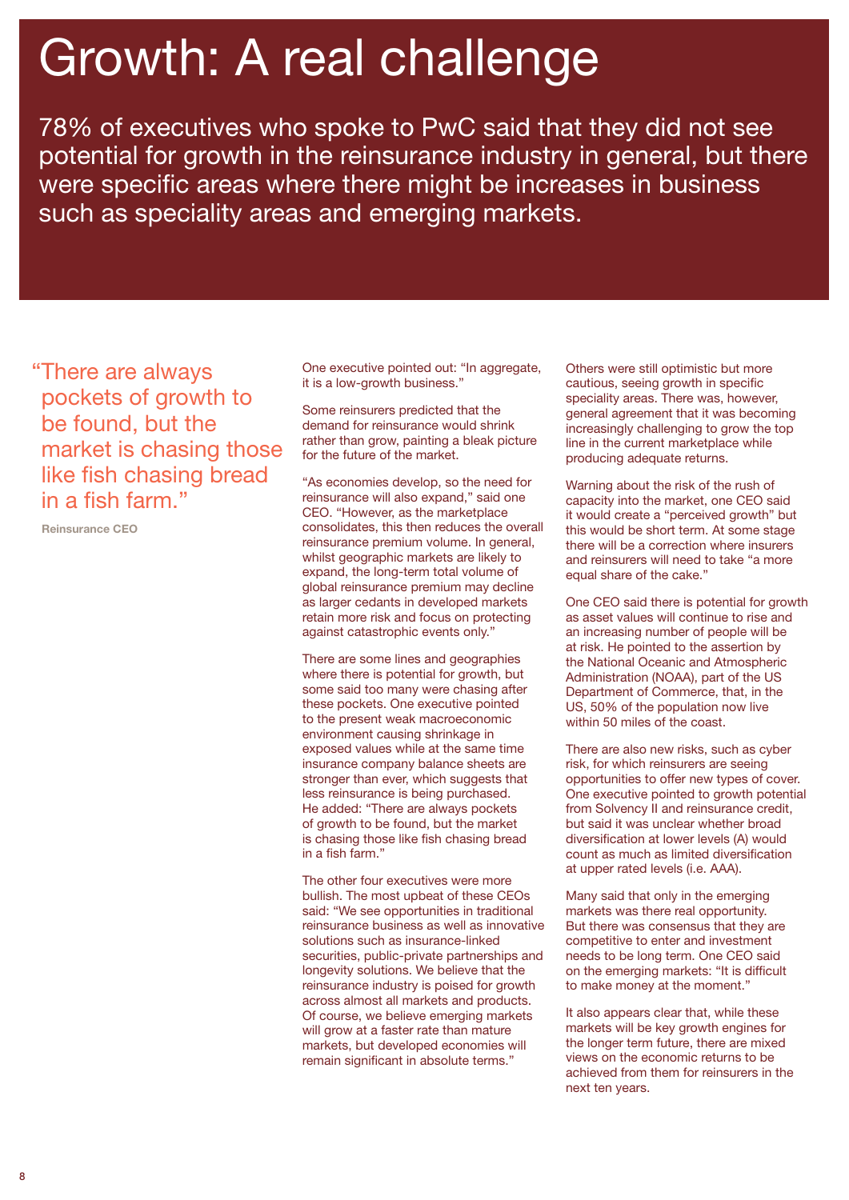# Growth: A real challenge

78% of executives who spoke to PwC said that they did not see potential for growth in the reinsurance industry in general, but there were specific areas where there might be increases in business such as speciality areas and emerging markets.

> "There are always pockets of growth to be found, but the market is chasing those like fish chasing bread in a fish farm."
>
> **Reinsurance CEO**

One executive pointed out: "In aggregate, it is a low-growth business."

Some reinsurers predicted that the demand for reinsurance would shrink rather than grow, painting a bleak picture for the future of the market.

"As economies develop, so the need for reinsurance will also expand," said one CEO. "However, as the marketplace consolidates, this then reduces the overall reinsurance premium volume. In general, whilst geographic markets are likely to expand, the long-term total volume of global reinsurance premium may decline as larger cedants in developed markets retain more risk and focus on protecting against catastrophic events only."

There are some lines and geographies where there is potential for growth, but some said too many were chasing after these pockets. One executive pointed to the present weak macroeconomic environment causing shrinkage in exposed values while at the same time insurance company balance sheets are stronger than ever, which suggests that less reinsurance is being purchased. He added: "There are always pockets of growth to be found, but the market is chasing those like fish chasing bread in a fish farm."

The other four executives were more bullish. The most upbeat of these CEOs said: "We see opportunities in traditional reinsurance business as well as innovative solutions such as insurance-linked securities, public-private partnerships and longevity solutions. We believe that the reinsurance industry is poised for growth across almost all markets and products. Of course, we believe emerging markets will grow at a faster rate than mature markets, but developed economies will remain significant in absolute terms."

Others were still optimistic but more cautious, seeing growth in specific speciality areas. There was, however, general agreement that it was becoming increasingly challenging to grow the top line in the current marketplace while producing adequate returns.

Warning about the risk of the rush of capacity into the market, one CEO said it would create a "perceived growth" but this would be short term. At some stage there will be a correction where insurers and reinsurers will need to take "a more equal share of the cake."

One CEO said there is potential for growth as asset values will continue to rise and an increasing number of people will be at risk. He pointed to the assertion by the National Oceanic and Atmospheric Administration (NOAA), part of the US Department of Commerce, that, in the US, 50% of the population now live within 50 miles of the coast.

There are also new risks, such as cyber risk, for which reinsurers are seeing opportunities to offer new types of cover. One executive pointed to growth potential from Solvency II and reinsurance credit, but said it was unclear whether broad diversification at lower levels (A) would count as much as limited diversification at upper rated levels (i.e. AAA).

Many said that only in the emerging markets was there real opportunity. But there was consensus that they are competitive to enter and investment needs to be long term. One CEO said on the emerging markets: "It is difficult to make money at the moment."

It also appears clear that, while these markets will be key growth engines for the longer term future, there are mixed views on the economic returns to be achieved from them for reinsurers in the next ten years.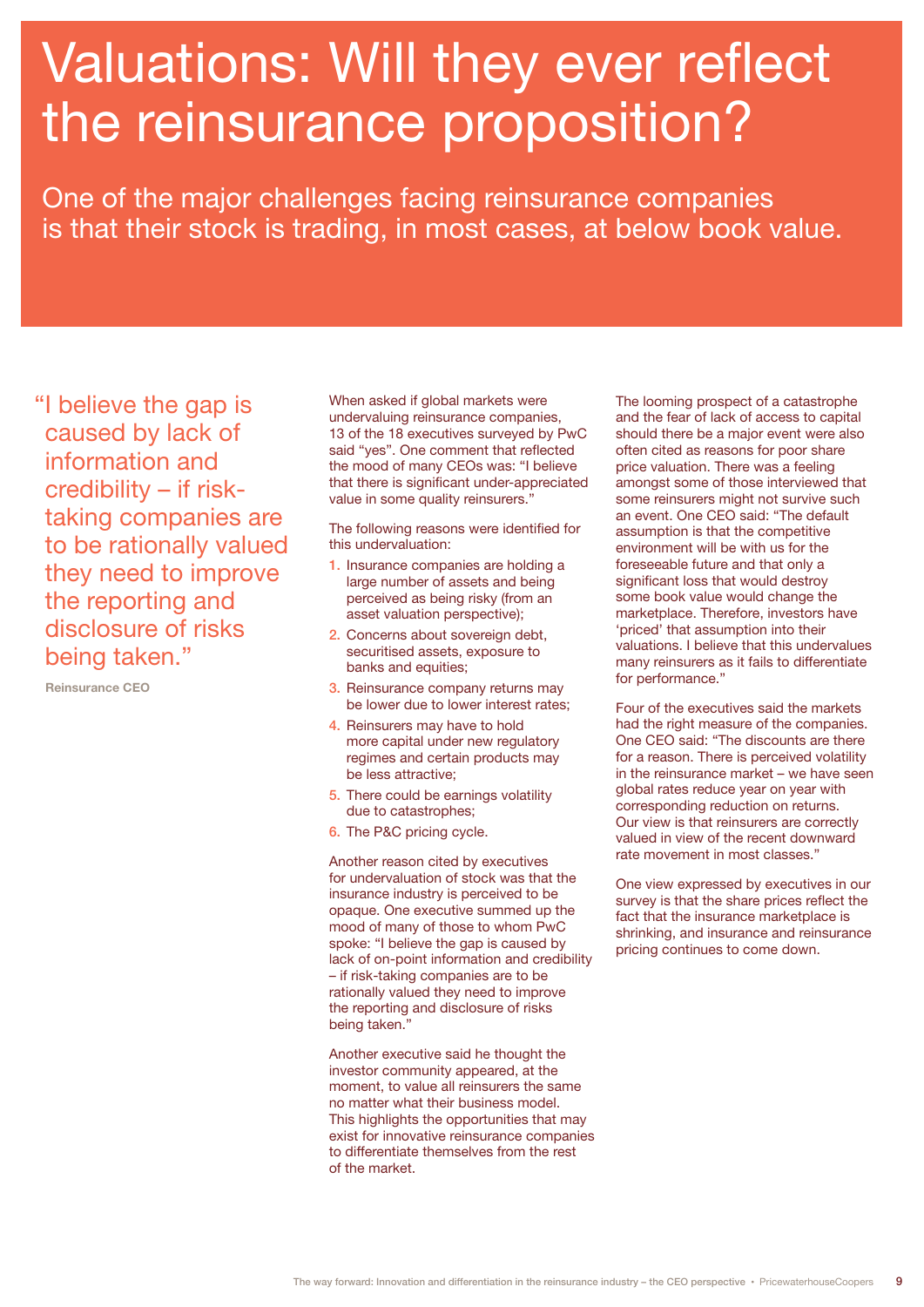# Valuations: Will they ever reflect the reinsurance proposition?

One of the major challenges facing reinsurance companies is that their stock is trading, in most cases, at below book value.

> "I believe the gap is caused by lack of information and credibility – if risk-taking companies are to be rationally valued they need to improve the reporting and disclosure of risks being taken."
>
> **Reinsurance CEO**

When asked if global markets were undervaluing reinsurance companies, 13 of the 18 executives surveyed by PwC said "yes". One comment that reflected the mood of many CEOs was: "I believe that there is significant under-appreciated value in some quality reinsurers."

The following reasons were identified for this undervaluation:

1. Insurance companies are holding a large number of assets and being perceived as being risky (from an asset valuation perspective);
2. Concerns about sovereign debt, securitised assets, exposure to banks and equities;
3. Reinsurance company returns may be lower due to lower interest rates;
4. Reinsurers may have to hold more capital under new regulatory regimes and certain products may be less attractive;
5. There could be earnings volatility due to catastrophes;
6. The P&C pricing cycle.

Another reason cited by executives for undervaluation of stock was that the insurance industry is perceived to be opaque. One executive summed up the mood of many of those to whom PwC spoke: "I believe the gap is caused by lack of on-point information and credibility – if risk-taking companies are to be rationally valued they need to improve the reporting and disclosure of risks being taken."

Another executive said he thought the investor community appeared, at the moment, to value all reinsurers the same no matter what their business model. This highlights the opportunities that may exist for innovative reinsurance companies to differentiate themselves from the rest of the market.

The looming prospect of a catastrophe and the fear of lack of access to capital should there be a major event were also often cited as reasons for poor share price valuation. There was a feeling amongst some of those interviewed that some reinsurers might not survive such an event. One CEO said: "The default assumption is that the competitive environment will be with us for the foreseeable future and that only a significant loss that would destroy some book value would change the marketplace. Therefore, investors have 'priced' that assumption into their valuations. I believe that this undervalues many reinsurers as it fails to differentiate for performance."

Four of the executives said the markets had the right measure of the companies. One CEO said: "The discounts are there for a reason. There is perceived volatility in the reinsurance market – we have seen global rates reduce year on year with corresponding reduction on returns. Our view is that reinsurers are correctly valued in view of the recent downward rate movement in most classes."

One view expressed by executives in our survey is that the share prices reflect the fact that the insurance marketplace is shrinking, and insurance and reinsurance pricing continues to come down.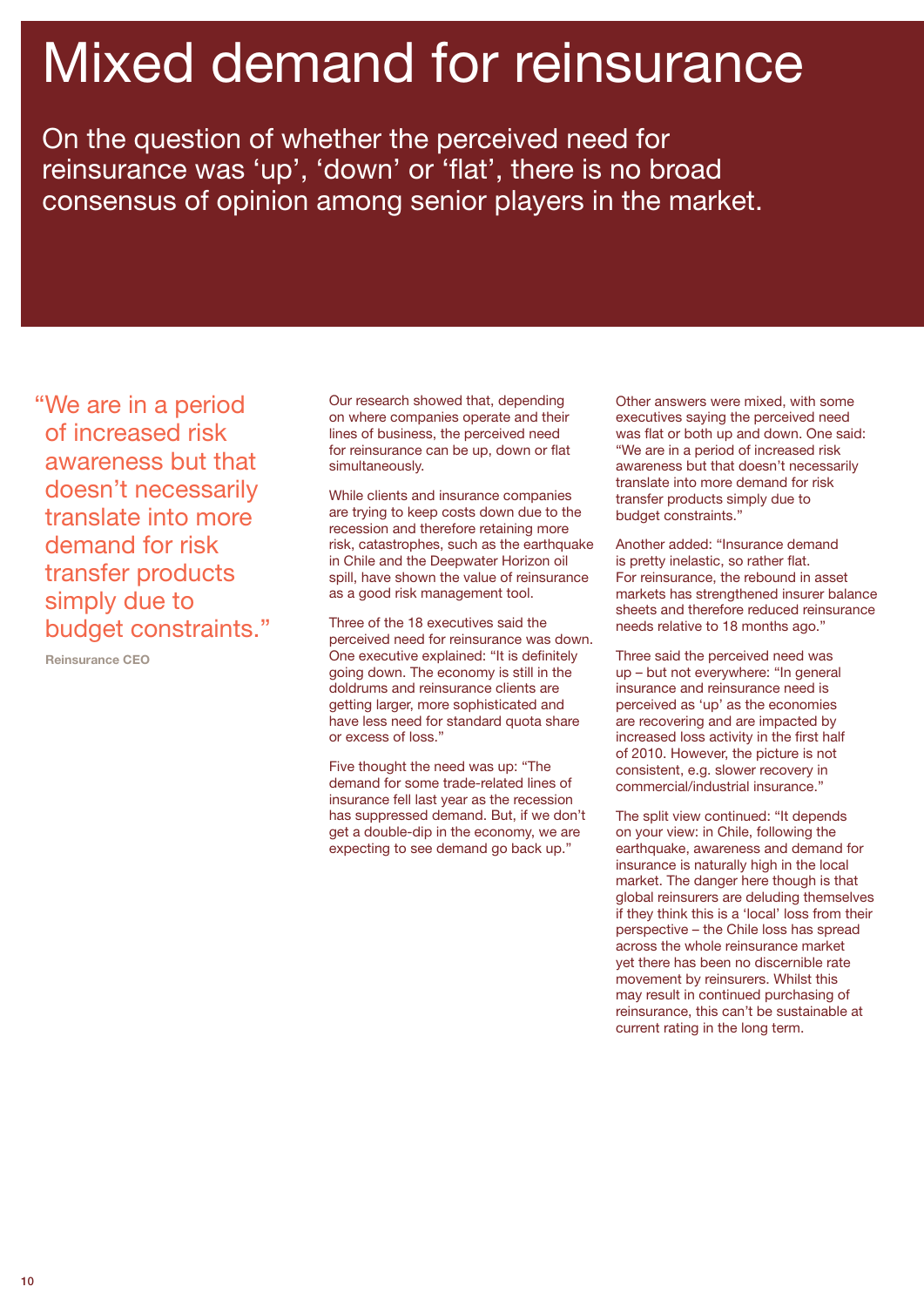# Mixed demand for reinsurance

On the question of whether the perceived need for reinsurance was 'up', 'down' or 'flat', there is no broad consensus of opinion among senior players in the market.

> "We are in a period of increased risk awareness but that doesn't necessarily translate into more demand for risk transfer products simply due to budget constraints."
>
> **Reinsurance CEO**

Our research showed that, depending on where companies operate and their lines of business, the perceived need for reinsurance can be up, down or flat simultaneously.

While clients and insurance companies are trying to keep costs down due to the recession and therefore retaining more risk, catastrophes, such as the earthquake in Chile and the Deepwater Horizon oil spill, have shown the value of reinsurance as a good risk management tool.

Three of the 18 executives said the perceived need for reinsurance was down. One executive explained: "It is definitely going down. The economy is still in the doldrums and reinsurance clients are getting larger, more sophisticated and have less need for standard quota share or excess of loss."

Five thought the need was up: "The demand for some trade-related lines of insurance fell last year as the recession has suppressed demand. But, if we don't get a double-dip in the economy, we are expecting to see demand go back up."

Other answers were mixed, with some executives saying the perceived need was flat or both up and down. One said: "We are in a period of increased risk awareness but that doesn't necessarily translate into more demand for risk transfer products simply due to budget constraints."

Another added: "Insurance demand is pretty inelastic, so rather flat. For reinsurance, the rebound in asset markets has strengthened insurer balance sheets and therefore reduced reinsurance needs relative to 18 months ago."

Three said the perceived need was up – but not everywhere: "In general insurance and reinsurance need is perceived as 'up' as the economies are recovering and are impacted by increased loss activity in the first half of 2010. However, the picture is not consistent, e.g. slower recovery in commercial/industrial insurance."

The split view continued: "It depends on your view: in Chile, following the earthquake, awareness and demand for insurance is naturally high in the local market. The danger here though is that global reinsurers are deluding themselves if they think this is a 'local' loss from their perspective – the Chile loss has spread across the whole reinsurance market yet there has been no discernible rate movement by reinsurers. Whilst this may result in continued purchasing of reinsurance, this can't be sustainable at current rating in the long term.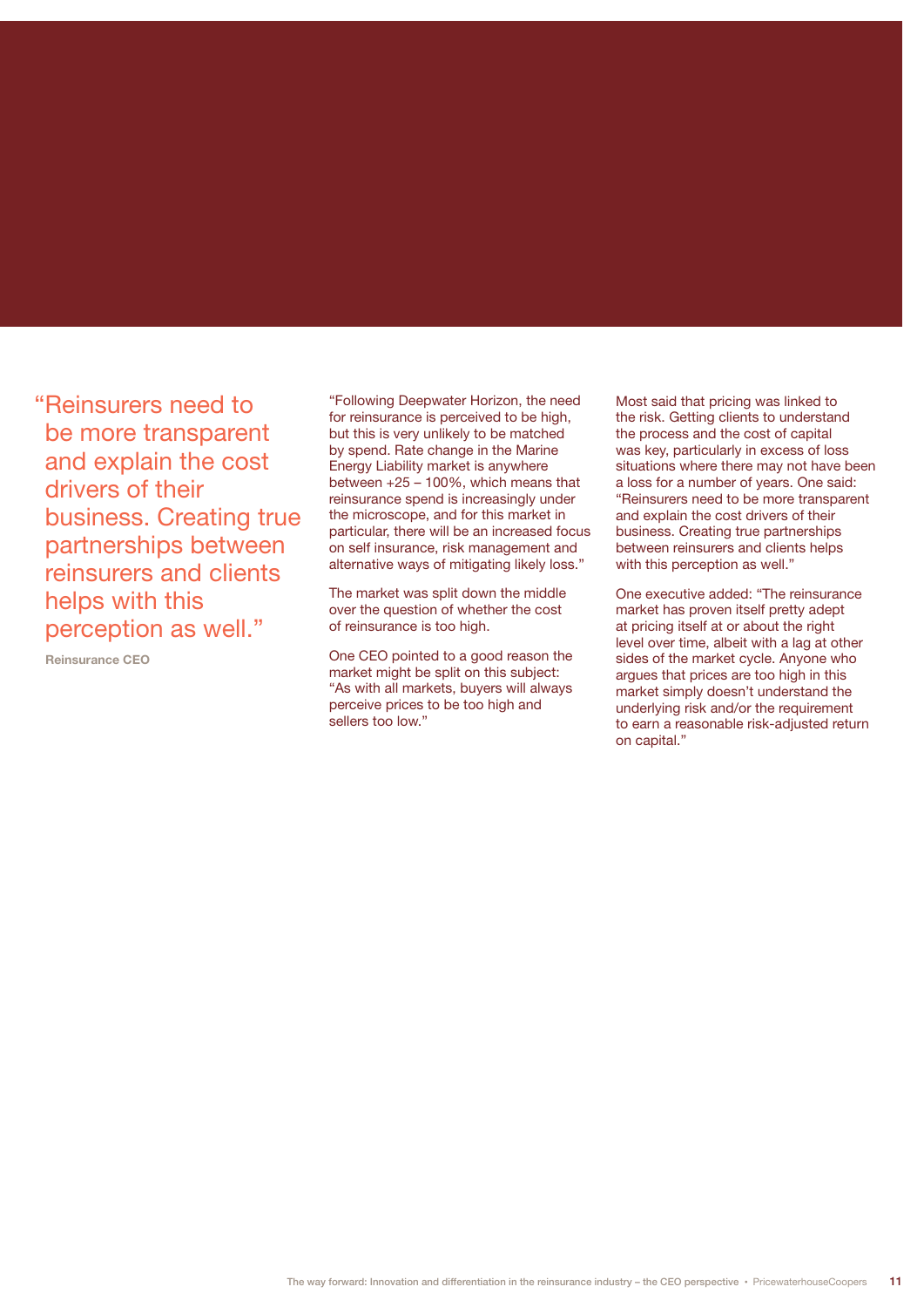> "Reinsurers need to be more transparent and explain the cost drivers of their business. Creating true partnerships between reinsurers and clients helps with this perception as well."
>
> **Reinsurance CEO**

"Following Deepwater Horizon, the need for reinsurance is perceived to be high, but this is very unlikely to be matched by spend. Rate change in the Marine Energy Liability market is anywhere between +25 – 100%, which means that reinsurance spend is increasingly under the microscope, and for this market in particular, there will be an increased focus on self insurance, risk management and alternative ways of mitigating likely loss."

The market was split down the middle over the question of whether the cost of reinsurance is too high.

One CEO pointed to a good reason the market might be split on this subject: "As with all markets, buyers will always perceive prices to be too high and sellers too low."

Most said that pricing was linked to the risk. Getting clients to understand the process and the cost of capital was key, particularly in excess of loss situations where there may not have been a loss for a number of years. One said: "Reinsurers need to be more transparent and explain the cost drivers of their business. Creating true partnerships between reinsurers and clients helps with this perception as well."

One executive added: "The reinsurance market has proven itself pretty adept at pricing itself at or about the right level over time, albeit with a lag at other sides of the market cycle. Anyone who argues that prices are too high in this market simply doesn't understand the underlying risk and/or the requirement to earn a reasonable risk-adjusted return on capital."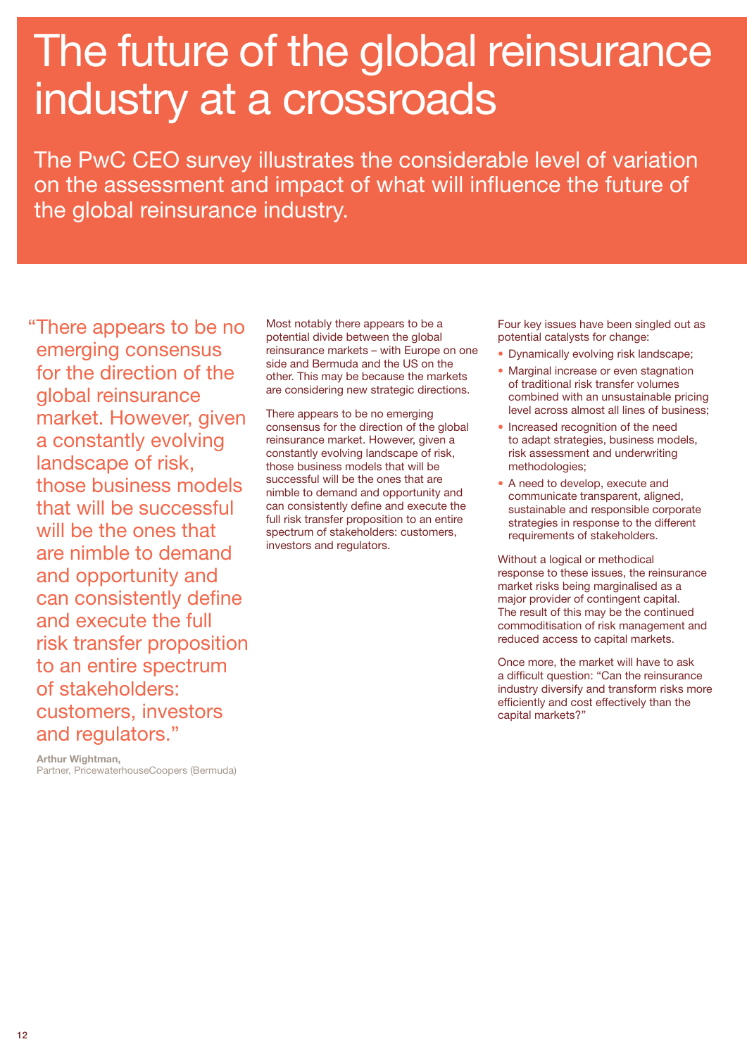# The future of the global reinsurance industry at a crossroads

The PwC CEO survey illustrates the considerable level of variation on the assessment and impact of what will influence the future of the global reinsurance industry.

> "There appears to be no emerging consensus for the direction of the global reinsurance market. However, given a constantly evolving landscape of risk, those business models that will be successful will be the ones that are nimble to demand and opportunity and can consistently define and execute the full risk transfer proposition to an entire spectrum of stakeholders: customers, investors and regulators."
>
> **Arthur Wightman,**
> Partner, PricewaterhouseCoopers (Bermuda)

Most notably there appears to be a potential divide between the global reinsurance markets – with Europe on one side and Bermuda and the US on the other. This may be because the markets are considering new strategic directions.

There appears to be no emerging consensus for the direction of the global reinsurance market. However, given a constantly evolving landscape of risk, those business models that will be successful will be the ones that are nimble to demand and opportunity and can consistently define and execute the full risk transfer proposition to an entire spectrum of stakeholders: customers, investors and regulators.

Four key issues have been singled out as potential catalysts for change:

- Dynamically evolving risk landscape;
- Marginal increase or even stagnation of traditional risk transfer volumes combined with an unsustainable pricing level across almost all lines of business;
- Increased recognition of the need to adapt strategies, business models, risk assessment and underwriting methodologies;
- A need to develop, execute and communicate transparent, aligned, sustainable and responsible corporate strategies in response to the different requirements of stakeholders.

Without a logical or methodical response to these issues, the reinsurance market risks being marginalised as a major provider of contingent capital. The result of this may be the continued commoditisation of risk management and reduced access to capital markets.

Once more, the market will have to ask a difficult question: "Can the reinsurance industry diversify and transform risks more efficiently and cost effectively than the capital markets?"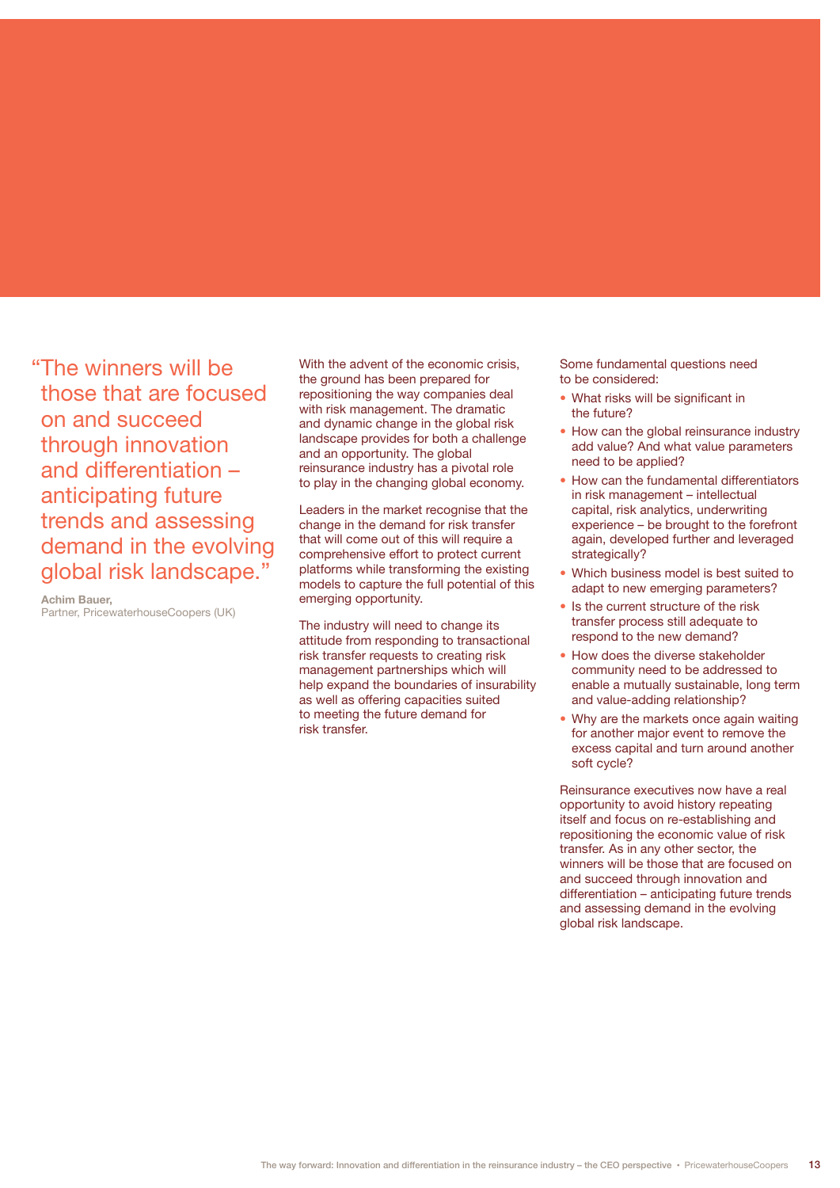> "The winners will be those that are focused on and succeed through innovation and differentiation – anticipating future trends and assessing demand in the evolving global risk landscape."
>
> **Achim Bauer,**
> Partner, PricewaterhouseCoopers (UK)

With the advent of the economic crisis, the ground has been prepared for repositioning the way companies deal with risk management. The dramatic and dynamic change in the global risk landscape provides for both a challenge and an opportunity. The global reinsurance industry has a pivotal role to play in the changing global economy.

Leaders in the market recognise that the change in the demand for risk transfer that will come out of this will require a comprehensive effort to protect current platforms while transforming the existing models to capture the full potential of this emerging opportunity.

The industry will need to change its attitude from responding to transactional risk transfer requests to creating risk management partnerships which will help expand the boundaries of insurability as well as offering capacities suited to meeting the future demand for risk transfer.

Some fundamental questions need to be considered:

- What risks will be significant in the future?
- How can the global reinsurance industry add value? And what value parameters need to be applied?
- How can the fundamental differentiators in risk management – intellectual capital, risk analytics, underwriting experience – be brought to the forefront again, developed further and leveraged strategically?
- Which business model is best suited to adapt to new emerging parameters?
- Is the current structure of the risk transfer process still adequate to respond to the new demand?
- How does the diverse stakeholder community need to be addressed to enable a mutually sustainable, long term and value-adding relationship?
- Why are the markets once again waiting for another major event to remove the excess capital and turn around another soft cycle?

Reinsurance executives now have a real opportunity to avoid history repeating itself and focus on re-establishing and repositioning the economic value of risk transfer. As in any other sector, the winners will be those that are focused on and succeed through innovation and differentiation – anticipating future trends and assessing demand in the evolving global risk landscape.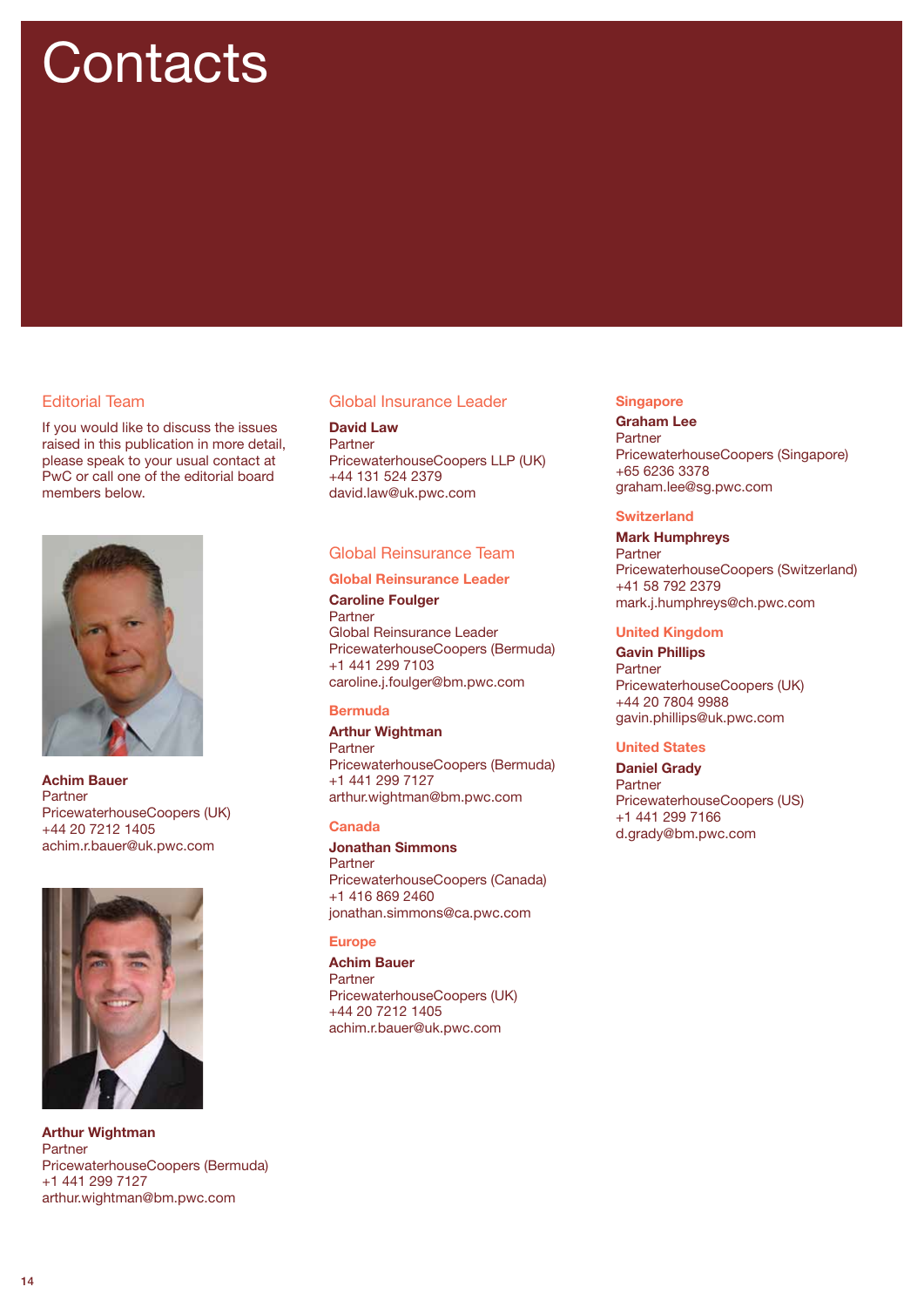# Contacts

## Editorial Team

If you would like to discuss the issues raised in this publication in more detail, please speak to your usual contact at PwC or call one of the editorial board members below.

**Achim Bauer**
Partner
PricewaterhouseCoopers (UK)
+44 20 7212 1405
achim.r.bauer@uk.pwc.com

**Arthur Wightman**
Partner
PricewaterhouseCoopers (Bermuda)
+1 441 299 7127
arthur.wightman@bm.pwc.com

## Global Insurance Leader

**David Law**
Partner
PricewaterhouseCoopers LLP (UK)
+44 131 524 2379
david.law@uk.pwc.com

## Global Reinsurance Team

### Global Reinsurance Leader

**Caroline Foulger**
Partner
Global Reinsurance Leader
PricewaterhouseCoopers (Bermuda)
+1 441 299 7103
caroline.j.foulger@bm.pwc.com

### Bermuda

**Arthur Wightman**
Partner
PricewaterhouseCoopers (Bermuda)
+1 441 299 7127
arthur.wightman@bm.pwc.com

### Canada

**Jonathan Simmons**
Partner
PricewaterhouseCoopers (Canada)
+1 416 869 2460
jonathan.simmons@ca.pwc.com

### Europe

**Achim Bauer**
Partner
PricewaterhouseCoopers (UK)
+44 20 7212 1405
achim.r.bauer@uk.pwc.com

### Singapore

**Graham Lee**
Partner
PricewaterhouseCoopers (Singapore)
+65 6236 3378
graham.lee@sg.pwc.com

### Switzerland

**Mark Humphreys**
Partner
PricewaterhouseCoopers (Switzerland)
+41 58 792 2379
mark.j.humphreys@ch.pwc.com

### United Kingdom

**Gavin Phillips**
Partner
PricewaterhouseCoopers (UK)
+44 20 7804 9988
gavin.phillips@uk.pwc.com

### United States

**Daniel Grady**
Partner
PricewaterhouseCoopers (US)
+1 441 299 7166
d.grady@bm.pwc.com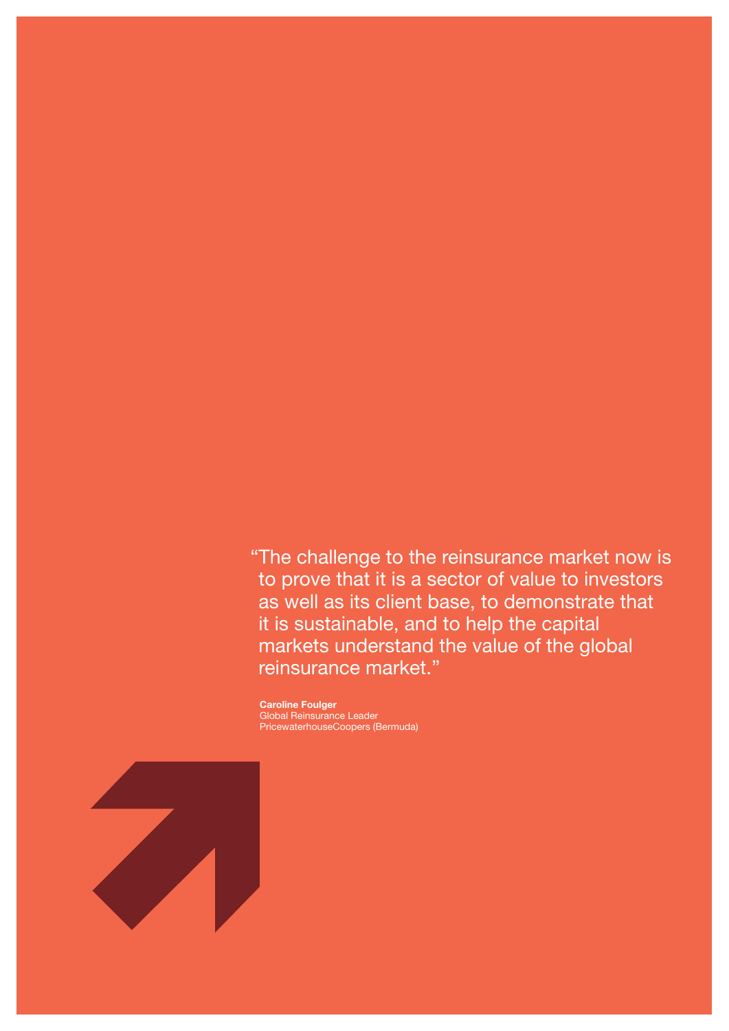"The challenge to the reinsurance market now is to prove that it is a sector of value to investors as well as its client base, to demonstrate that it is sustainable, and to help the capital markets understand the value of the global reinsurance market."

**Caroline Foulger**
Global Reinsurance Leader
PricewaterhouseCoopers (Bermuda)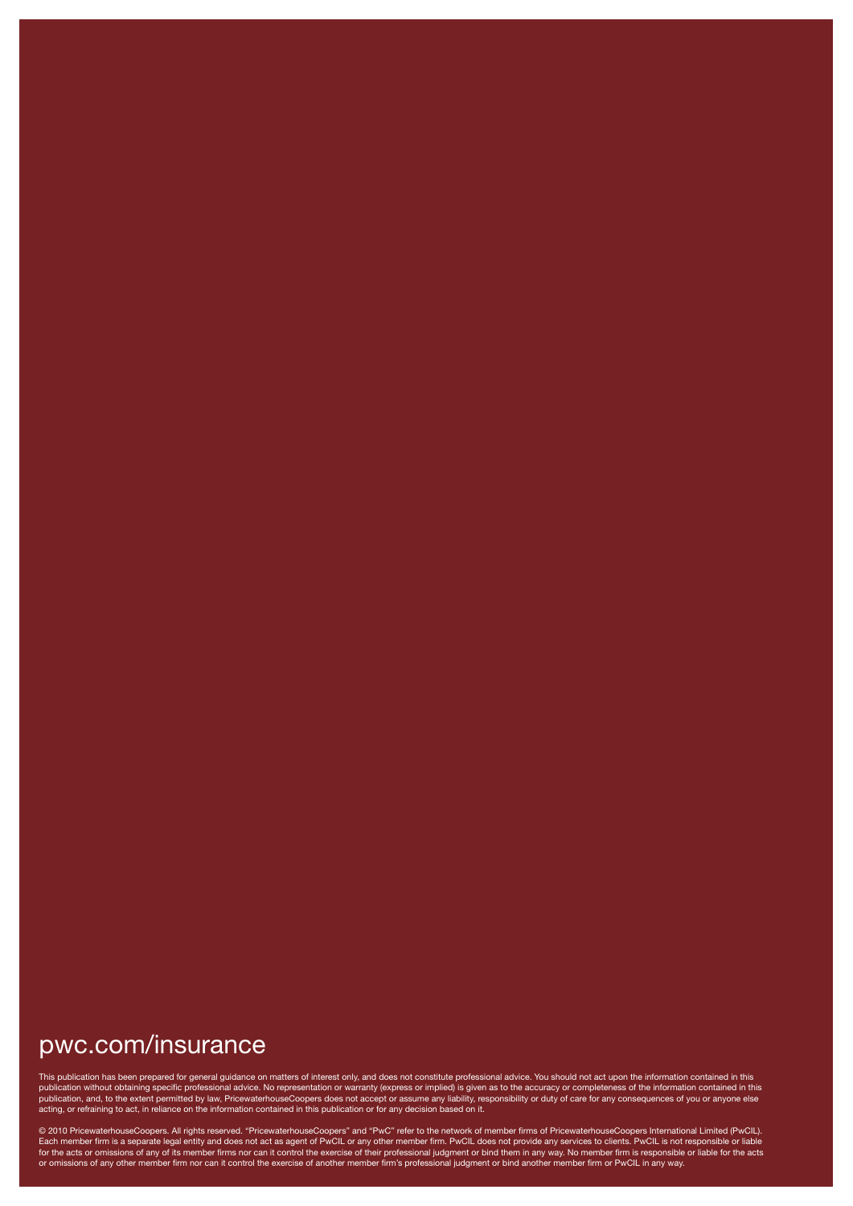# pwc.com/insurance

This publication has been prepared for general guidance on matters of interest only, and does not constitute professional advice. You should not act upon the information contained in this publication without obtaining specific professional advice. No representation or warranty (express or implied) is given as to the accuracy or completeness of the information contained in this publication, and, to the extent permitted by law, PricewaterhouseCoopers does not accept or assume any liability, responsibility or duty of care for any consequences of you or anyone else acting, or refraining to act, in reliance on the information contained in this publication or for any decision based on it.

© 2010 PricewaterhouseCoopers. All rights reserved. "PricewaterhouseCoopers" and "PwC" refer to the network of member firms of PricewaterhouseCoopers International Limited (PwCIL). Each member firm is a separate legal entity and does not act as agent of PwCIL or any other member firm. PwCIL does not provide any services to clients. PwCIL is not responsible or liable for the acts or omissions of any of its member firms nor can it control the exercise of their professional judgment or bind them in any way. No member firm is responsible or liable for the acts or omissions of any other member firm nor can it control the exercise of another member firm's professional judgment or bind another member firm or PwCIL in any way.